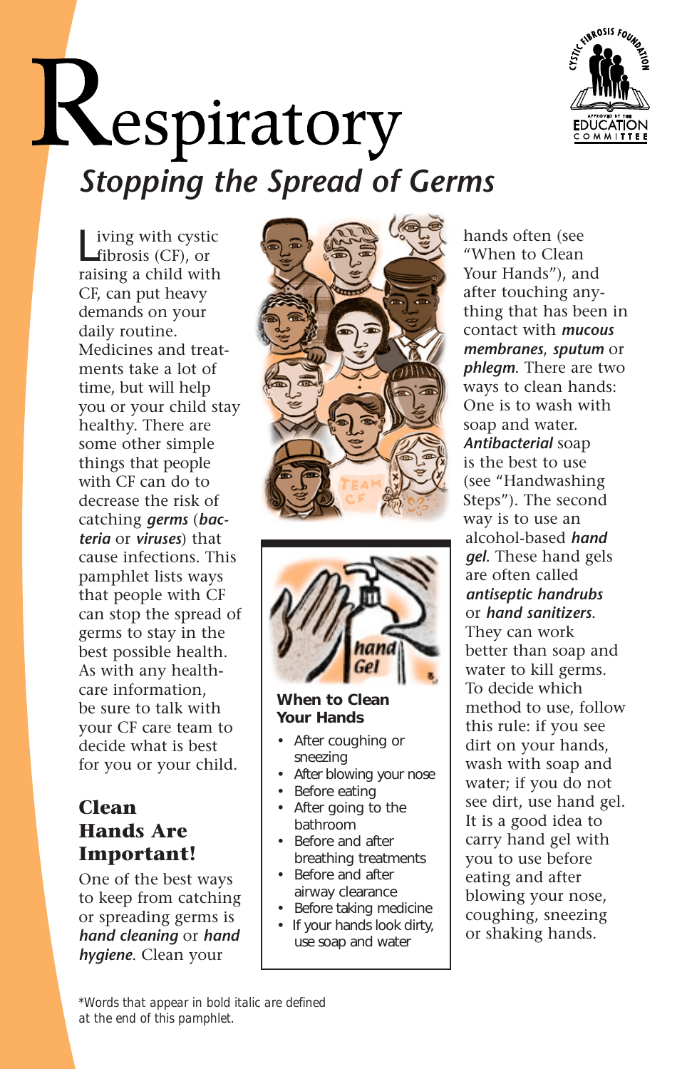# Respiratory

## Stopping the Spread of Germs

Living with cystic fibrosis (CF), or raising a child with CF, can put heavy demands on your daily routine. Medicines and treatments take a lot of time, but will help you or your child stay healthy. There are some other simple things that people with CF can do to decrease the risk of catching ***germs*** (***bacteria*** or ***viruses***) that cause infections. This pamphlet lists ways that people with CF can stop the spread of germs to stay in the best possible health. As with any health-care information, be sure to talk with your CF care team to decide what is best for you or your child.

### Clean Hands Are Important!

One of the best ways to keep from catching or spreading germs is ***hand cleaning*** or ***hand hygiene***. Clean your hands often (see "When to Clean Your Hands"), and after touching anything that has been in contact with ***mucous membranes***, ***sputum*** or ***phlegm***. There are two ways to clean hands: One is to wash with soap and water. ***Antibacterial*** soap is the best to use (see "Handwashing Steps"). The second way is to use an alcohol-based ***hand gel***. These hand gels are often called ***antiseptic handrubs*** or ***hand sanitizers***. They can work better than soap and water to kill germs. To decide which method to use, follow this rule: if you see dirt on your hands, wash with soap and water; if you do not see dirt, use hand gel. It is a good idea to carry hand gel with you to use before eating and after blowing your nose, coughing, sneezing or shaking hands.

**When to Clean Your Hands**

- After coughing or sneezing
- After blowing your nose
- Before eating
- After going to the bathroom
- Before and after breathing treatments
- Before and after airway clearance
- Before taking medicine
- If your hands look dirty, use soap and water

*Words that appear in bold italic are defined at the end of this pamphlet.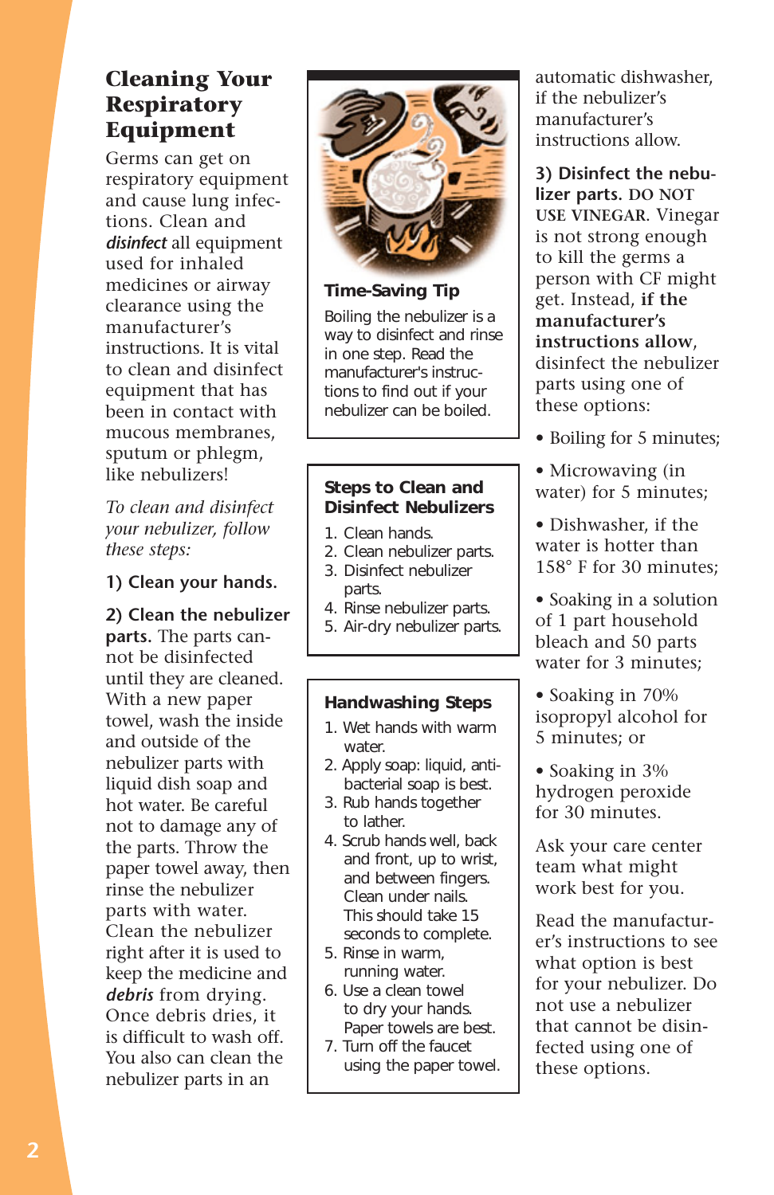# Cleaning Your Respiratory Equipment

Germs can get on respiratory equipment and cause lung infections. Clean and ***disinfect*** all equipment used for inhaled medicines or airway clearance using the manufacturer's instructions. It is vital to clean and disinfect equipment that has been in contact with mucous membranes, sputum or phlegm, like nebulizers!

*To clean and disinfect your nebulizer, follow these steps:*

**1) Clean your hands.**

**2) Clean the nebulizer parts.** The parts cannot be disinfected until they are cleaned. With a new paper towel, wash the inside and outside of the nebulizer parts with liquid dish soap and hot water. Be careful not to damage any of the parts. Throw the paper towel away, then rinse the nebulizer parts with water. Clean the nebulizer right after it is used to keep the medicine and ***debris*** from drying. Once debris dries, it is difficult to wash off. You also can clean the nebulizer parts in an automatic dishwasher, if the nebulizer's manufacturer's instructions allow.

**3) Disinfect the nebulizer parts. DO NOT USE VINEGAR.** Vinegar is not strong enough to kill the germs a person with CF might get. Instead, **if the manufacturer's instructions allow**, disinfect the nebulizer parts using one of these options:

- Boiling for 5 minutes;
- Microwaving (in water) for 5 minutes;
- Dishwasher, if the water is hotter than 158° F for 30 minutes;
- Soaking in a solution of 1 part household bleach and 50 parts water for 3 minutes;
- Soaking in 70% isopropyl alcohol for 5 minutes; or
- Soaking in 3% hydrogen peroxide for 30 minutes.

Ask your care center team what might work best for you.

Read the manufacturer's instructions to see what option is best for your nebulizer. Do not use a nebulizer that cannot be disinfected using one of these options.

### Time-Saving Tip

Boiling the nebulizer is a way to disinfect and rinse in one step. Read the manufacturer's instructions to find out if your nebulizer can be boiled.

### Steps to Clean and Disinfect Nebulizers

1. Clean hands.
2. Clean nebulizer parts.
3. Disinfect nebulizer parts.
4. Rinse nebulizer parts.
5. Air-dry nebulizer parts.

### Handwashing Steps

1. Wet hands with warm water.
2. Apply soap: liquid, antibacterial soap is best.
3. Rub hands together to lather.
4. Scrub hands well, back and front, up to wrist, and between fingers. Clean under nails. This should take 15 seconds to complete.
5. Rinse in warm, running water.
6. Use a clean towel to dry your hands. Paper towels are best.
7. Turn off the faucet using the paper towel.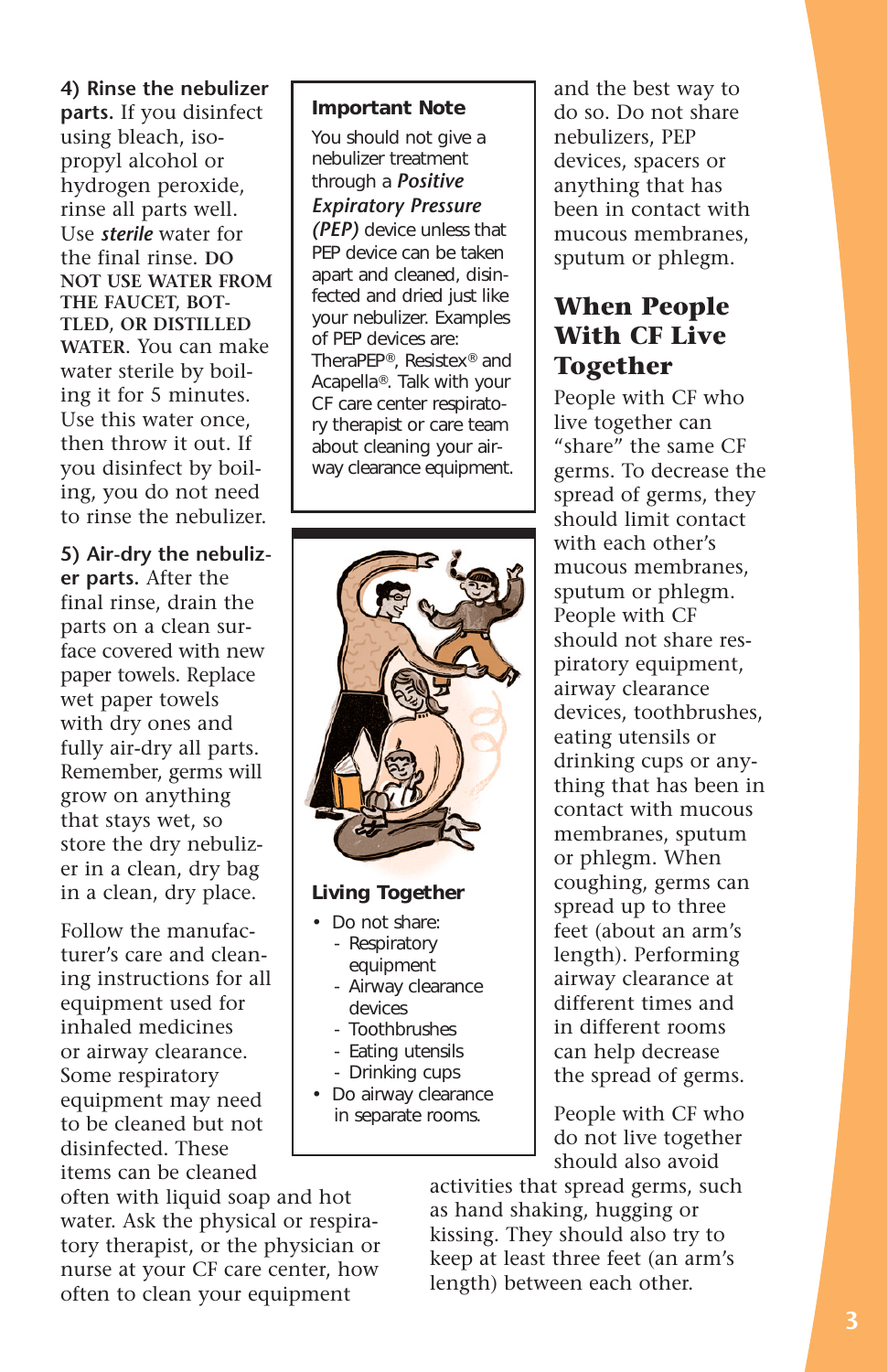**4) Rinse the nebulizer parts.** If you disinfect using bleach, isopropyl alcohol or hydrogen peroxide, rinse all parts well. Use ***sterile*** water for the final rinse. **DO NOT USE WATER FROM THE FAUCET, BOTTLED, OR DISTILLED WATER.** You can make water sterile by boiling it for 5 minutes. Use this water once, then throw it out. If you disinfect by boiling, you do not need to rinse the nebulizer.

**5) Air-dry the nebulizer parts.** After the final rinse, drain the parts on a clean surface covered with new paper towels. Replace wet paper towels with dry ones and fully air-dry all parts. Remember, germs will grow on anything that stays wet, so store the dry nebulizer in a clean, dry bag in a clean, dry place.

Follow the manufacturer's care and cleaning instructions for all equipment used for inhaled medicines or airway clearance. Some respiratory equipment may need to be cleaned but not disinfected. These items can be cleaned often with liquid soap and hot water. Ask the physical or respiratory therapist, or the physician or nurse at your CF care center, how often to clean your equipment and the best way to do so. Do not share nebulizers, PEP devices, spacers or anything that has been in contact with mucous membranes, sputum or phlegm.

> **Important Note**
>
> You should not give a nebulizer treatment through a ***Positive Expiratory Pressure (PEP)*** device unless that PEP device can be taken apart and cleaned, disinfected and dried just like your nebulizer. Examples of PEP devices are: TheraPEP®, Resistex® and Acapella®. Talk with your CF care center respiratory therapist or care team about cleaning your airway clearance equipment.

> **Living Together**
>
> - Do not share:
>   - Respiratory equipment
>   - Airway clearance devices
>   - Toothbrushes
>   - Eating utensils
>   - Drinking cups
> - Do airway clearance in separate rooms.

## When People With CF Live Together

People with CF who live together can "share" the same CF germs. To decrease the spread of germs, they should limit contact with each other's mucous membranes, sputum or phlegm. People with CF should not share respiratory equipment, airway clearance devices, toothbrushes, eating utensils or drinking cups or anything that has been in contact with mucous membranes, sputum or phlegm. When coughing, germs can spread up to three feet (about an arm's length). Performing airway clearance at different times and in different rooms can help decrease the spread of germs.

People with CF who do not live together should also avoid activities that spread germs, such as hand shaking, hugging or kissing. They should also try to keep at least three feet (an arm's length) between each other.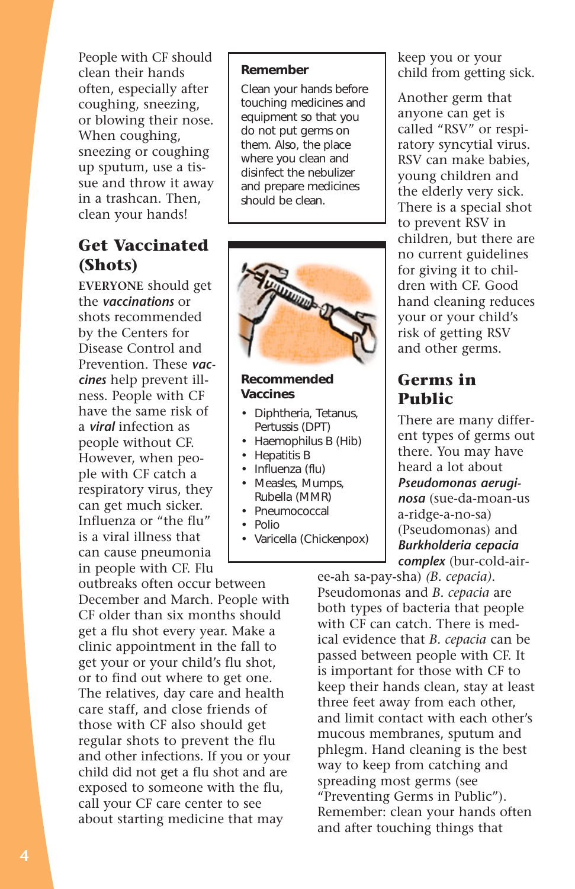People with CF should clean their hands often, especially after coughing, sneezing, or blowing their nose. When coughing, sneezing or coughing up sputum, use a tissue and throw it away in a trashcan. Then, clean your hands!

## Get Vaccinated (Shots)

**EVERYONE** should get the ***vaccinations*** or shots recommended by the Centers for Disease Control and Prevention. These ***vaccines*** help prevent illness. People with CF have the same risk of a ***viral*** infection as people without CF. However, when people with CF catch a respiratory virus, they can get much sicker. Influenza or "the flu" is a viral illness that can cause pneumonia in people with CF. Flu outbreaks often occur between December and March. People with CF older than six months should get a flu shot every year. Make a clinic appointment in the fall to get your or your child's flu shot, or to find out where to get one. The relatives, day care and health care staff, and close friends of those with CF also should get regular shots to prevent the flu and other infections. If you or your child did not get a flu shot and are exposed to someone with the flu, call your CF care center to see about starting medicine that may keep you or your child from getting sick.

Another germ that anyone can get is called "RSV" or respiratory syncytial virus. RSV can make babies, young children and the elderly very sick. There is a special shot to prevent RSV in children, but there are no current guidelines for giving it to children with CF. Good hand cleaning reduces your or your child's risk of getting RSV and other germs.

> **Remember**
>
> Clean your hands before touching medicines and equipment so that you do not put germs on them. Also, the place where you clean and disinfect the nebulizer and prepare medicines should be clean.

> **Recommended Vaccines**
>
> - Diphtheria, Tetanus, Pertussis (DPT)
> - Haemophilus B (Hib)
> - Hepatitis B
> - Influenza (flu)
> - Measles, Mumps, Rubella (MMR)
> - Pneumococcal
> - Polio
> - Varicella (Chickenpox)

## Germs in Public

There are many different types of germs out there. You may have heard a lot about ***Pseudomonas aeruginosa*** (sue-da-moan-us a-ridge-a-no-sa) (Pseudomonas) and ***Burkholderia cepacia complex*** (bur-cold-air-ee-ah sa-pay-sha) *(B. cepacia)*. Pseudomonas and *B. cepacia* are both types of bacteria that people with CF can catch. There is medical evidence that *B. cepacia* can be passed between people with CF. It is important for those with CF to keep their hands clean, stay at least three feet away from each other, and limit contact with each other's mucous membranes, sputum and phlegm. Hand cleaning is the best way to keep from catching and spreading most germs (see "Preventing Germs in Public"). Remember: clean your hands often and after touching things that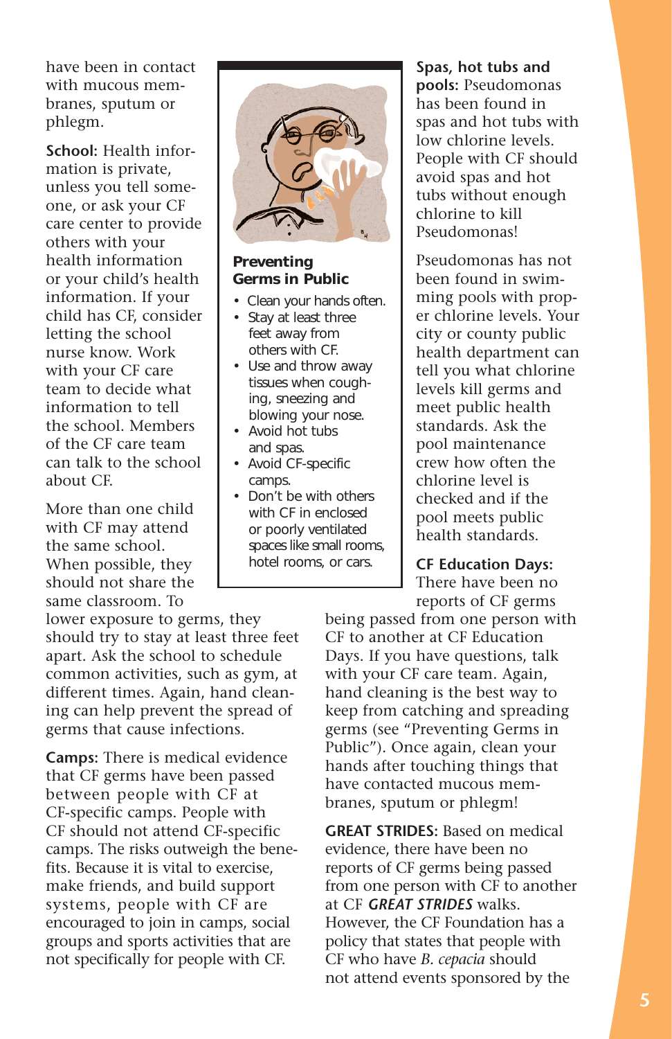have been in contact with mucous membranes, sputum or phlegm.

**School:** Health information is private, unless you tell someone, or ask your CF care center to provide others with your health information or your child's health information. If your child has CF, consider letting the school nurse know. Work with your CF care team to decide what information to tell the school. Members of the CF care team can talk to the school about CF.

More than one child with CF may attend the same school. When possible, they should not share the same classroom. To lower exposure to germs, they should try to stay at least three feet apart. Ask the school to schedule common activities, such as gym, at different times. Again, hand cleaning can help prevent the spread of germs that cause infections.

**Camps:** There is medical evidence that CF germs have been passed between people with CF at CF-specific camps. People with CF should not attend CF-specific camps. The risks outweigh the benefits. Because it is vital to exercise, make friends, and build support systems, people with CF are encouraged to join in camps, social groups and sports activities that are not specifically for people with CF.

**Preventing Germs in Public**

- Clean your hands often.
- Stay at least three feet away from others with CF.
- Use and throw away tissues when coughing, sneezing and blowing your nose.
- Avoid hot tubs and spas.
- Avoid CF-specific camps.
- Don't be with others with CF in enclosed or poorly ventilated spaces like small rooms, hotel rooms, or cars.

**Spas, hot tubs and pools:** Pseudomonas has been found in spas and hot tubs with low chlorine levels. People with CF should avoid spas and hot tubs without enough chlorine to kill Pseudomonas!

Pseudomonas has not been found in swimming pools with proper chlorine levels. Your city or county public health department can tell you what chlorine levels kill germs and meet public health standards. Ask the pool maintenance crew how often the chlorine level is checked and if the pool meets public health standards.

**CF Education Days:** There have been no reports of CF germs being passed from one person with CF to another at CF Education Days. If you have questions, talk with your CF care team. Again, hand cleaning is the best way to keep from catching and spreading germs (see "Preventing Germs in Public"). Once again, clean your hands after touching things that have contacted mucous membranes, sputum or phlegm!

**GREAT STRIDES:** Based on medical evidence, there have been no reports of CF germs being passed from one person with CF to another at CF ***GREAT STRIDES*** walks. However, the CF Foundation has a policy that states that people with CF who have *B. cepacia* should not attend events sponsored by the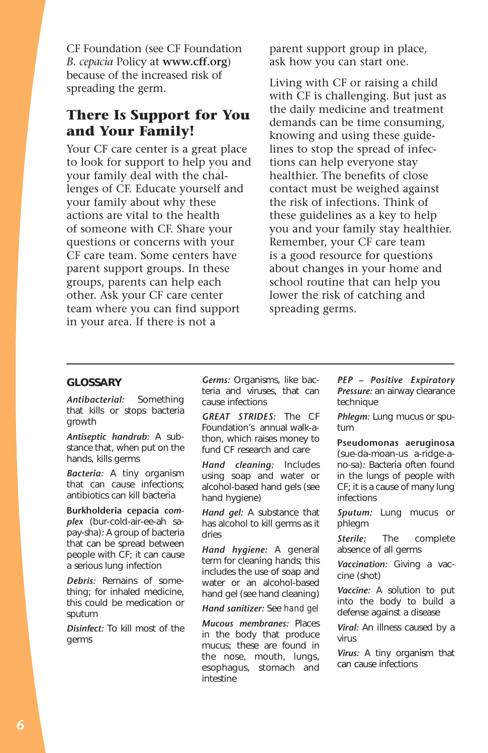CF Foundation (see CF Foundation *B. cepacia* Policy at **www.cff.org**) because of the increased risk of spreading the germ.

## There Is Support for You and Your Family!

Your CF care center is a great place to look for support to help you and your family deal with the challenges of CF. Educate yourself and your family about why these actions are vital to the health of someone with CF. Share your questions or concerns with your CF care team. Some centers have parent support groups. In these groups, parents can help each other. Ask your CF care center team where you can find support in your area. If there is not a parent support group in place, ask how you can start one.

Living with CF or raising a child with CF is challenging. But just as the daily medicine and treatment demands can be time consuming, knowing and using these guidelines to stop the spread of infections can help everyone stay healthier. The benefits of close contact must be weighed against the risk of infections. Think of these guidelines as a key to help you and your family stay healthier. Remember, your CF care team is a good resource for questions about changes in your home and school routine that can help you lower the risk of catching and spreading germs.

---

### GLOSSARY

***Antibacterial:*** Something that kills or stops bacteria growth

***Antiseptic handrub:*** A substance that, when put on the hands, kills germs

***Bacteria:*** A tiny organism that can cause infections; antibiotics can kill bacteria

**Burkholderia cepacia *complex*** (bur-cold-air-ee-ah sa-pay-sha)*:* A group of bacteria that can be spread between people with CF; it can cause a serious lung infection

***Debris:*** Remains of something; for inhaled medicine, this could be medication or sputum

***Disinfect:*** To kill most of the germs

***Germs:*** Organisms, like bacteria and viruses, that can cause infections

***GREAT STRIDES:*** The CF Foundation's annual walk-a-thon, which raises money to fund CF research and care

***Hand cleaning:*** Includes using soap and water or alcohol-based hand gels (see hand hygiene)

***Hand gel:*** A substance that has alcohol to kill germs as it dries

***Hand hygiene:*** A general term for cleaning hands; this includes the use of soap and water or an alcohol-based hand gel (see hand cleaning)

***Hand sanitizer:*** See *hand gel*

***Mucous membranes:*** Places in the body that produce mucus; these are found in the nose, mouth, lungs, esophagus, stomach and intestine

***PEP – Positive Expiratory Pressure:*** an airway clearance technique

***Phlegm:*** Lung mucus or sputum

**Pseudomonas aeruginosa** (sue-da-moan-us a-ridge-a-no-sa)*:* Bacteria often found in the lungs of people with CF; it is a cause of many lung infections

***Sputum:*** Lung mucus or phlegm

***Sterile:*** The complete absence of all germs

***Vaccination:*** Giving a vaccine (shot)

***Vaccine:*** A solution to put into the body to build a defense against a disease

***Viral:*** An illness caused by a virus

***Virus:*** A tiny organism that can cause infections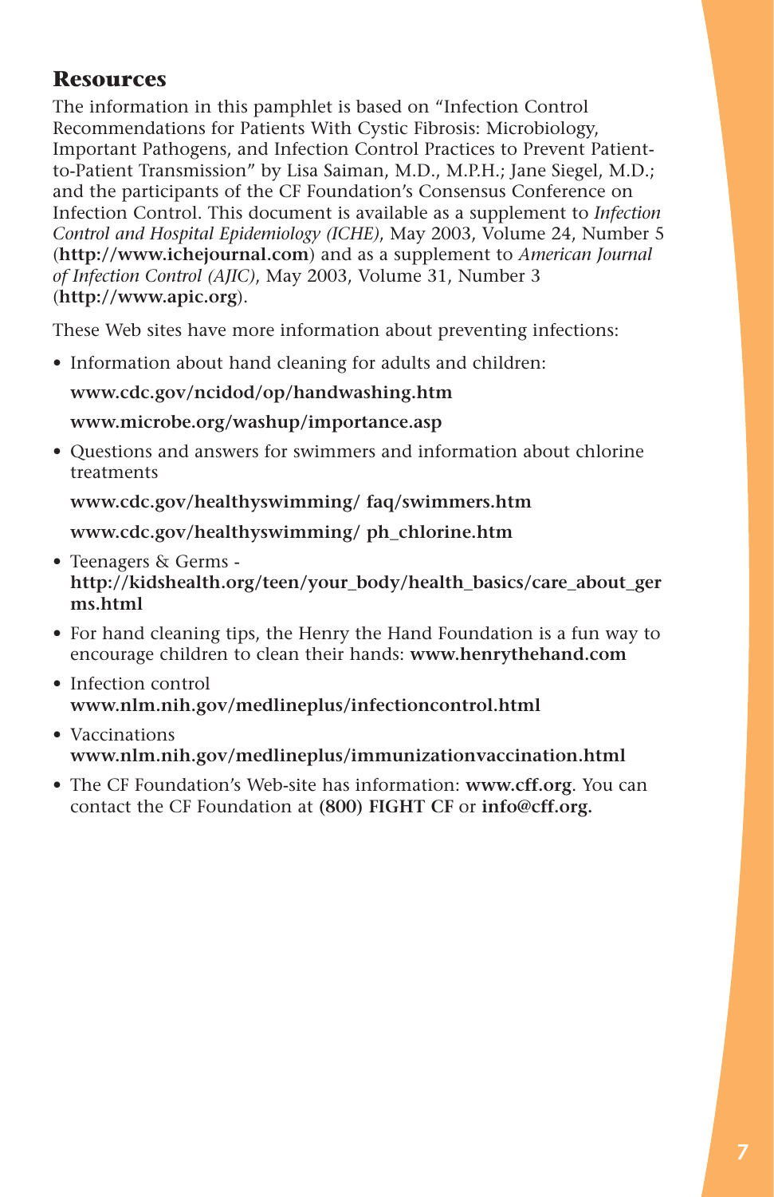## Resources

The information in this pamphlet is based on "Infection Control Recommendations for Patients With Cystic Fibrosis: Microbiology, Important Pathogens, and Infection Control Practices to Prevent Patient-to-Patient Transmission" by Lisa Saiman, M.D., M.P.H.; Jane Siegel, M.D.; and the participants of the CF Foundation's Consensus Conference on Infection Control. This document is available as a supplement to *Infection Control and Hospital Epidemiology (ICHE)*, May 2003, Volume 24, Number 5 (**http://www.ichejournal.com**) and as a supplement to *American Journal of Infection Control (AJIC)*, May 2003, Volume 31, Number 3 (**http://www.apic.org**).

These Web sites have more information about preventing infections:

- Information about hand cleaning for adults and children:

  **www.cdc.gov/ncidod/op/handwashing.htm**

  **www.microbe.org/washup/importance.asp**

- Questions and answers for swimmers and information about chlorine treatments

  **www.cdc.gov/healthyswimming/ faq/swimmers.htm**

  **www.cdc.gov/healthyswimming/ ph_chlorine.htm**

- Teenagers & Germs - **http://kidshealth.org/teen/your_body/health_basics/care_about_germs.html**
- For hand cleaning tips, the Henry the Hand Foundation is a fun way to encourage children to clean their hands: **www.henrythehand.com**
- Infection control **www.nlm.nih.gov/medlineplus/infectioncontrol.html**
- Vaccinations **www.nlm.nih.gov/medlineplus/immunizationvaccination.html**
- The CF Foundation's Web-site has information: **www.cff.org**. You can contact the CF Foundation at **(800) FIGHT CF** or **info@cff.org.**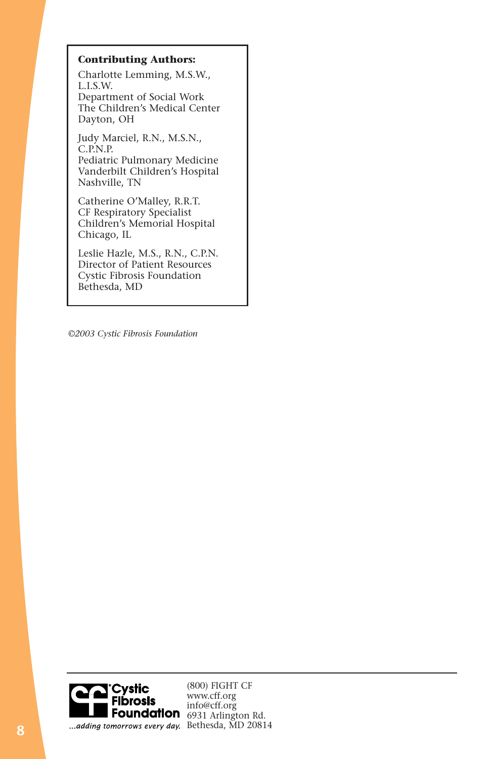**Contributing Authors:**

Charlotte Lemming, M.S.W., L.I.S.W.
Department of Social Work
The Children's Medical Center
Dayton, OH

Judy Marciel, R.N., M.S.N., C.P.N.P.
Pediatric Pulmonary Medicine
Vanderbilt Children's Hospital
Nashville, TN

Catherine O'Malley, R.R.T.
CF Respiratory Specialist
Children's Memorial Hospital
Chicago, IL

Leslie Hazle, M.S., R.N., C.P.N.
Director of Patient Resources
Cystic Fibrosis Foundation
Bethesda, MD

*©2003 Cystic Fibrosis Foundation*

Cystic Fibrosis Foundation
*...adding tomorrows every day.*

(800) FIGHT CF
www.cff.org
info@cff.org
6931 Arlington Rd.
Bethesda, MD 20814